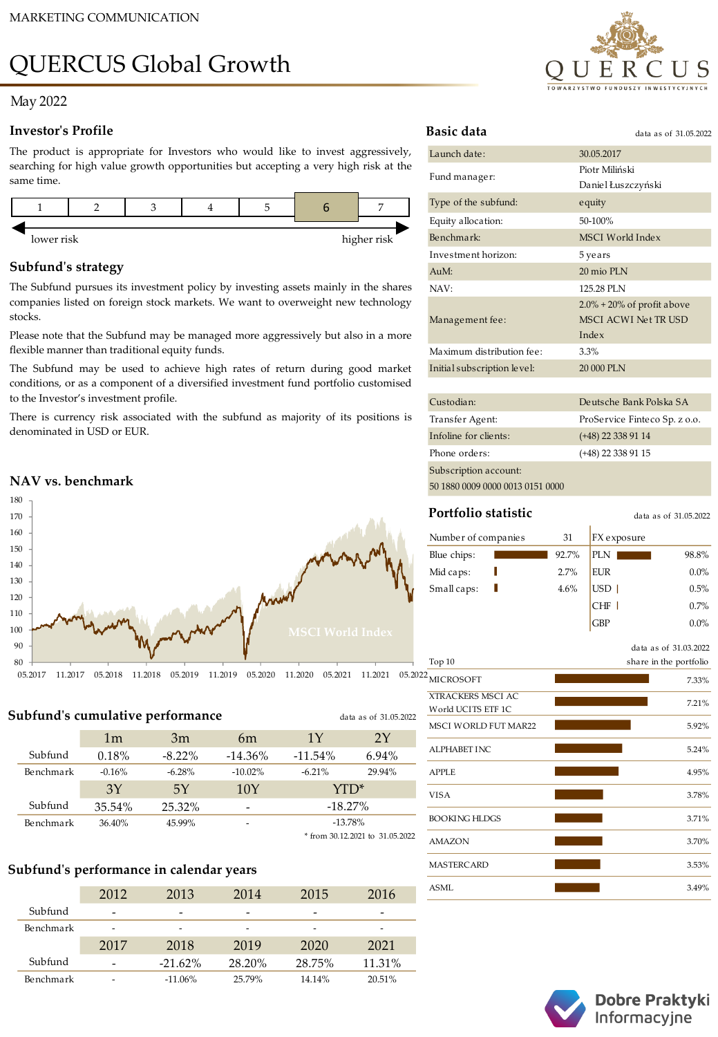MARKETING COMMUNICATION

# QUERCUS Global Growth

May 2022

## Investor's Profile

The product is appropriate for Investors who would like to invest aggressively, searching for high value growth opportunities but accepting a very high risk at the same time.

| 1 | 2 | 3 | 4 | 5 | **6** | 7 |
|---|---|---|---|---|---|---|

lower risk → higher risk

## Subfund's strategy

The Subfund pursues its investment policy by investing assets mainly in the shares companies listed on foreign stock markets. We want to overweight new technology stocks.

Please note that the Subfund may be managed more aggressively but also in a more flexible manner than traditional equity funds.

The Subfund may be used to achieve high rates of return during good market conditions, or as a component of a diversified investment fund portfolio customised to the Investor's investment profile.

There is currency risk associated with the subfund as majority of its positions is denominated in USD or EUR.

## NAV vs. benchmark

MSCI World Index

180, 170, 160, 150, 140, 130, 120, 110, 100, 90, 80

05.2017 11.2017 05.2018 11.2018 05.2019 11.2019 05.2020 11.2020 05.2021 11.2021 05.2022

## Subfund's cumulative performance

data as of 31.05.2022

| | 1m | 3m | 6m | 1Y | 2Y |
|---|---|---|---|---|---|
| Subfund | 0.18% | -8.22% | -14.36% | -11.54% | 6.94% |
| Benchmark | -0.16% | -6.28% | -10.02% | -6.21% | 29.94% |
| | **3Y** | **5Y** | **10Y** | **YTD*** | |
| Subfund | 35.54% | 25.32% | - | -18.27% | |
| Benchmark | 36.40% | 45.99% | - | -13.78% | |

\* from 30.12.2021 to 31.05.2022

## Subfund's performance in calendar years

| | 2012 | 2013 | 2014 | 2015 | 2016 |
|---|---|---|---|---|---|
| Subfund | - | - | - | - | - |
| Benchmark | - | - | - | - | - |
| | **2017** | **2018** | **2019** | **2020** | **2021** |
| Subfund | - | -21.62% | 28.20% | 28.75% | 11.31% |
| Benchmark | - | -11.06% | 25.79% | 14.14% | 20.51% |

## Basic data

data as of 31.05.2022

| | |
|---|---|
| Launch date: | 30.05.2017 |
| Fund manager: | Piotr Miliński, Daniel Łuszczyński |
| Type of the subfund: | equity |
| Equity allocation: | 50-100% |
| Benchmark: | MSCI World Index |
| Investment horizon: | 5 years |
| AuM: | 20 mio PLN |
| NAV: | 125.28 PLN |
| Management fee: | 2.0% + 20% of profit above MSCI ACWI Net TR USD Index |
| Maximum distribution fee: | 3.3% |
| Initial subscription level: | 20 000 PLN |

| | |
|---|---|
| Custodian: | Deutsche Bank Polska SA |
| Transfer Agent: | ProService Finteco Sp. z o.o. |
| Infoline for clients: | (+48) 22 338 91 14 |
| Phone orders: | (+48) 22 338 91 15 |
| Subscription account: | 50 1880 0009 0000 0013 0151 0000 |

## Portfolio statistic

data as of 31.05.2022

| Number of companies | 31 |
|---|---|
| Blue chips: | 92.7% |
| Mid caps: | 2.7% |
| Small caps: | 4.6% |

| FX exposure | |
|---|---|
| PLN | 98.8% |
| EUR | 0.0% |
| USD | 0.5% |
| CHF | 0.7% |
| GBP | 0.0% |

data as of 31.03.2022

| Top 10 | share in the portfolio |
|---|---|
| MICROSOFT | 7.33% |
| XTRACKERS MSCI AC World UCITS ETF 1C | 7.21% |
| MSCI WORLD FUT MAR22 | 5.92% |
| ALPHABET INC | 5.24% |
| APPLE | 4.95% |
| VISA | 3.78% |
| BOOKING HLDGS | 3.71% |
| AMAZON | 3.70% |
| MASTERCARD | 3.53% |
| ASML | 3.49% |

Dobre Praktyki Informacyjne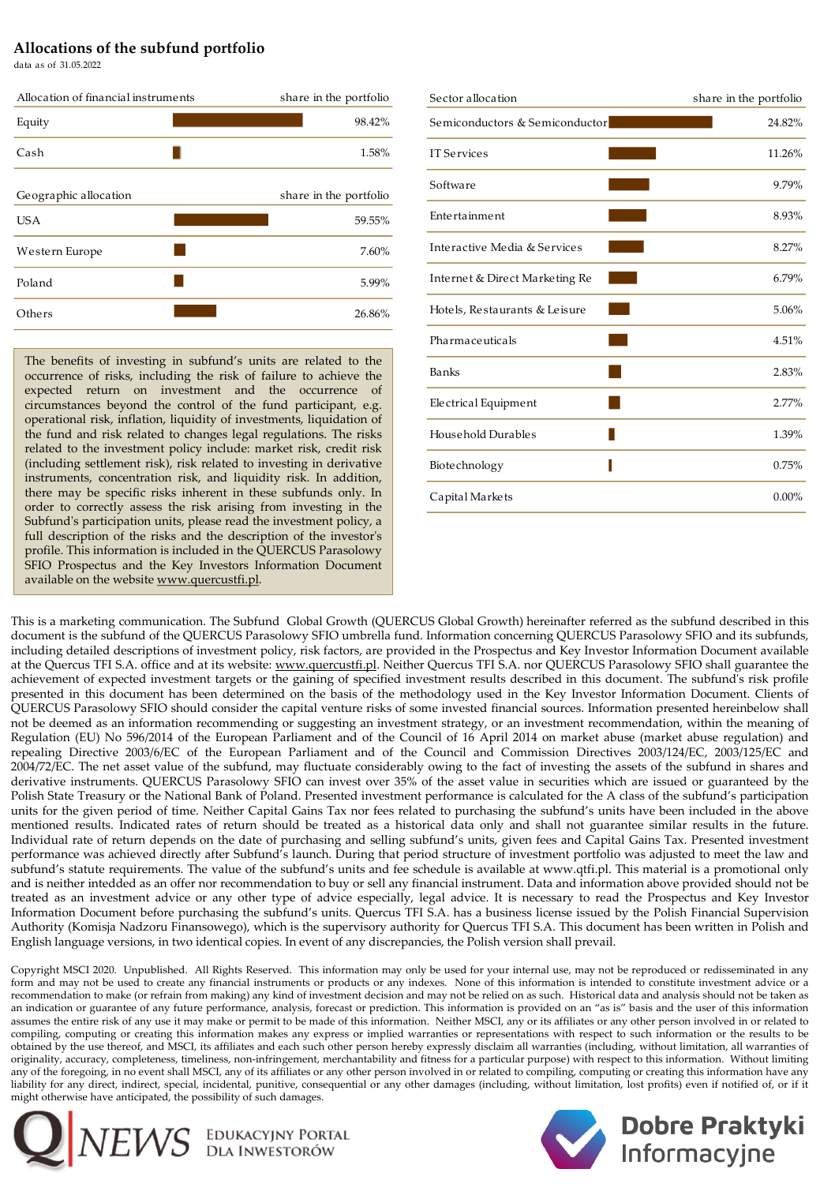# Allocations of the subfund portfolio

data as of 31.05.2022

| Allocation of financial instruments | share in the portfolio |
|---|---|
| Equity | 98.42% |
| Cash | 1.58% |

| Geographic allocation | share in the portfolio |
|---|---|
| USA | 59.55% |
| Western Europe | 7.60% |
| Poland | 5.99% |
| Others | 26.86% |

| Sector allocation | share in the portfolio |
|---|---|
| Semiconductors & Semiconductor | 24.82% |
| IT Services | 11.26% |
| Software | 9.79% |
| Entertainment | 8.93% |
| Interactive Media & Services | 8.27% |
| Internet & Direct Marketing Re | 6.79% |
| Hotels, Restaurants & Leisure | 5.06% |
| Pharmaceuticals | 4.51% |
| Banks | 2.83% |
| Electrical Equipment | 2.77% |
| Household Durables | 1.39% |
| Biotechnology | 0.75% |
| Capital Markets | 0.00% |

The benefits of investing in subfund's units are related to the occurrence of risks, including the risk of failure to achieve the expected return on investment and the occurrence of circumstances beyond the control of the fund participant, e.g. operational risk, inflation, liquidity of investments, liquidation of the fund and risk related to changes legal regulations. The risks related to the investment policy include: market risk, credit risk (including settlement risk), risk related to investing in derivative instruments, concentration risk, and liquidity risk. In addition, there may be specific risks inherent in these subfunds only. In order to correctly assess the risk arising from investing in the Subfund's participation units, please read the investment policy, a full description of the risks and the description of the investor's profile. This information is included in the QUERCUS Parasolowy SFIO Prospectus and the Key Investors Information Document available on the website www.quercustfi.pl.

This is a marketing communication. The Subfund Global Growth (QUERCUS Global Growth) hereinafter referred as the subfund described in this document is the subfund of the QUERCUS Parasolowy SFIO umbrella fund. Information concerning QUERCUS Parasolowy SFIO and its subfunds, including detailed descriptions of investment policy, risk factors, are provided in the Prospectus and Key Investor Information Document available at the Quercus TFI S.A. office and at its website: www.quercustfi.pl. Neither Quercus TFI S.A. nor QUERCUS Parasolowy SFIO shall guarantee the achievement of expected investment targets or the gaining of specified investment results described in this document. The subfund's risk profile presented in this document has been determined on the basis of the methodology used in the Key Investor Information Document. Clients of QUERCUS Parasolowy SFIO should consider the capital venture risks of some invested financial sources. Information presented hereinbelow shall not be deemed as an information recommending or suggesting an investment strategy, or an investment recommendation, within the meaning of Regulation (EU) No 596/2014 of the European Parliament and of the Council of 16 April 2014 on market abuse (market abuse regulation) and repealing Directive 2003/6/EC of the European Parliament and of the Council and Commission Directives 2003/124/EC, 2003/125/EC and 2004/72/EC. The net asset value of the subfund, may fluctuate considerably owing to the fact of investing the assets of the subfund in shares and derivative instruments. QUERCUS Parasolowy SFIO can invest over 35% of the asset value in securities which are issued or guaranteed by the Polish State Treasury or the National Bank of Poland. Presented investment performance is calculated for the A class of the subfund's participation units for the given period of time. Neither Capital Gains Tax nor fees related to purchasing the subfund's units have been included in the above mentioned results. Indicated rates of return should be treated as a historical data only and shall not guarantee similar results in the future. Individual rate of return depends on the date of purchasing and selling subfund's units, given fees and Capital Gains Tax. Presented investment performance was achieved directly after Subfund's launch. During that period structure of investment portfolio was adjusted to meet the law and subfund's statute requirements. The value of the subfund's units and fee schedule is available at www.qtfi.pl. This material is a promotional only and is neither intedded as an offer nor recommendation to buy or sell any financial instrument. Data and information above provided should not be treated as an investment advice or any other type of advice especially, legal advice. It is necessary to read the Prospectus and Key Investor Information Document before purchasing the subfund's units. Quercus TFI S.A. has a business license issued by the Polish Financial Supervision Authority (Komisja Nadzoru Finansowego), which is the supervisory authority for Quercus TFI S.A. This document has been written in Polish and English language versions, in two identical copies. In event of any discrepancies, the Polish version shall prevail.

Copyright MSCI 2020. Unpublished. All Rights Reserved. This information may only be used for your internal use, may not be reproduced or redisseminated in any form and may not be used to create any financial instruments or products or any indexes. None of this information is intended to constitute investment advice or a recommendation to make (or refrain from making) any kind of investment decision and may not be relied on as such. Historical data and analysis should not be taken as an indication or guarantee of any future performance, analysis, forecast or prediction. This information is provided on an "as is" basis and the user of this information assumes the entire risk of any use it may make or permit to be made of this information. Neither MSCI, any or its affiliates or any other person involved in or related to compiling, computing or creating this information makes any express or implied warranties or representations with respect to such information or the results to be obtained by the use thereof, and MSCI, its affiliates and each such other person hereby expressly disclaim all warranties (including, without limitation, all warranties of originality, accuracy, completeness, timeliness, non-infringement, merchantability and fitness for a particular purpose) with respect to this information. Without limiting any of the foregoing, in no event shall MSCI, any of its affiliates or any other person involved in or related to compiling, computing or creating this information have any liability for any direct, indirect, special, incidental, punitive, consequential or any other damages (including, without limitation, lost profits) even if notified of, or if it might otherwise have anticipated, the possibility of such damages.

QNEWS Edukacyjny Portal dla Inwestorów

Dobre Praktyki Informacyjne